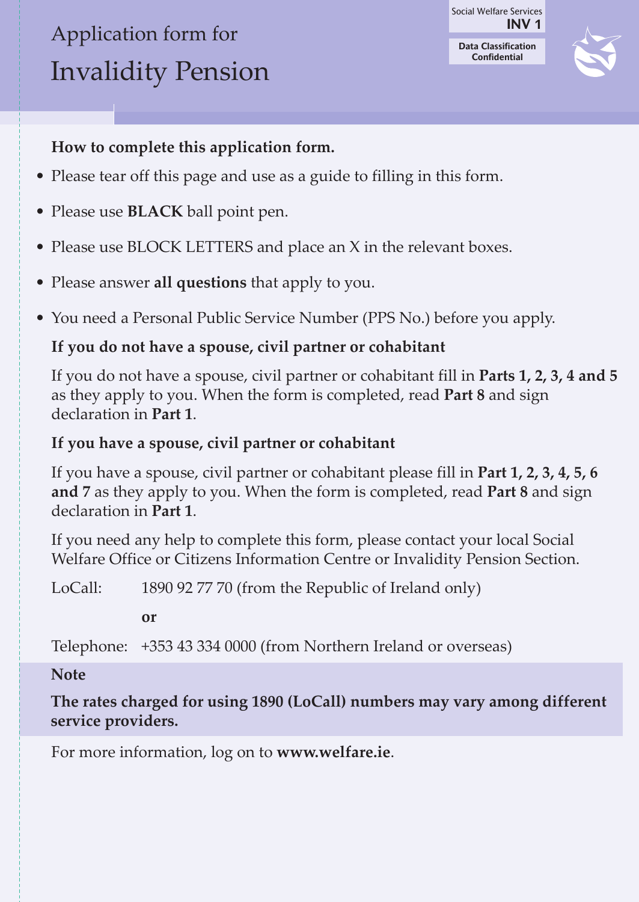Social Welfare Services
**INV 1**

**Data Classification**
**Confidential**

# Application form for Invalidity Pension

**How to complete this application form.**

- Please tear off this page and use as a guide to filling in this form.
- Please use **BLACK** ball point pen.
- Please use BLOCK LETTERS and place an X in the relevant boxes.
- Please answer **all questions** that apply to you.
- You need a Personal Public Service Number (PPS No.) before you apply.

**If you do not have a spouse, civil partner or cohabitant**

If you do not have a spouse, civil partner or cohabitant fill in **Parts 1, 2, 3, 4 and 5** as they apply to you. When the form is completed, read **Part 8** and sign declaration in **Part 1**.

**If you have a spouse, civil partner or cohabitant**

If you have a spouse, civil partner or cohabitant please fill in **Part 1, 2, 3, 4, 5, 6 and 7** as they apply to you. When the form is completed, read **Part 8** and sign declaration in **Part 1**.

If you need any help to complete this form, please contact your local Social Welfare Office or Citizens Information Centre or Invalidity Pension Section.

LoCall: 1890 92 77 70 (from the Republic of Ireland only)

**or**

Telephone: +353 43 334 0000 (from Northern Ireland or overseas)

**Note**

**The rates charged for using 1890 (LoCall) numbers may vary among different service providers.**

For more information, log on to **www.welfare.ie**.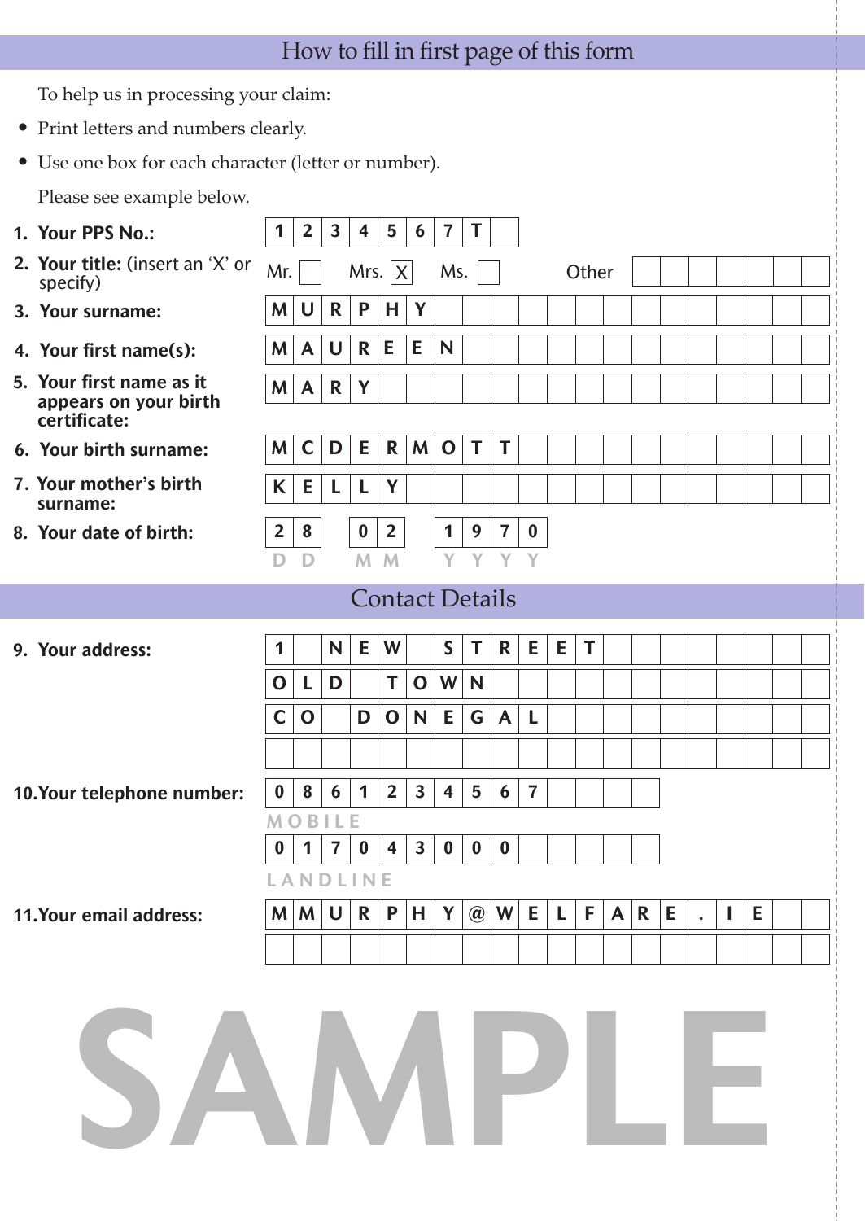## How to fill in first page of this form

To help us in processing your claim:

- Print letters and numbers clearly.
- Use one box for each character (letter or number).

Please see example below.

**1. Your PPS No.:** 1 2 3 4 5 6 7 T

**2. Your title:** (insert an 'X' or specify) Mr. [ ] Mrs. [X] Ms. [ ] Other [ ]

**3. Your surname:** M U R P H Y

**4. Your first name(s):** M A U R E E N

**5. Your first name as it appears on your birth certificate:** M A R Y

**6. Your birth surname:** M C D E R M O T T

**7. Your mother's birth surname:** K E L L Y

**8. Your date of birth:** 2 8 / 0 2 / 1 9 7 0
DD MM YYYY

## Contact Details

**9. Your address:**
1 NEW STREET
OLD TOWN
CO DONEGAL

**10. Your telephone number:**
0 8 6 1 2 3 4 5 6 7
MOBILE
0 1 7 0 4 3 0 0 0
LANDLINE

**11. Your email address:** M M U R P H Y @ W E L F A R E . I E

SAMPLE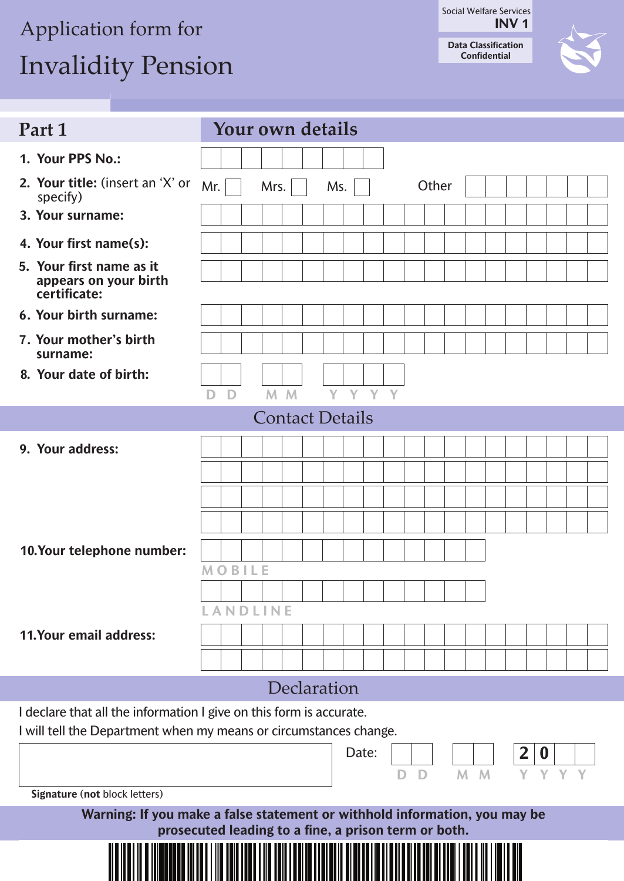Social Welfare Services **INV 1**

**Data Classification Confidential**

# Application form for Invalidity Pension

## Part 1 — Your own details

1. **Your PPS No.:**
2. **Your title:** (insert an 'X' or specify) Mr. ☐ Mrs. ☐ Ms. ☐ Other
3. **Your surname:**
4. **Your first name(s):**
5. **Your first name as it appears on your birth certificate:**
6. **Your birth surname:**
7. **Your mother's birth surname:**
8. **Your date of birth:** D D M M Y Y Y Y

## Contact Details

9. **Your address:**
10. **Your telephone number:** MOBILE LANDLINE
11. **Your email address:**

## Declaration

I declare that all the information I give on this form is accurate.
I will tell the Department when my means or circumstances change.

**Signature** (**not** block letters)

Date: D D M M 2 0 Y Y

**Warning: If you make a false statement or withhold information, you may be prosecuted leading to a fine, a prison term or both.**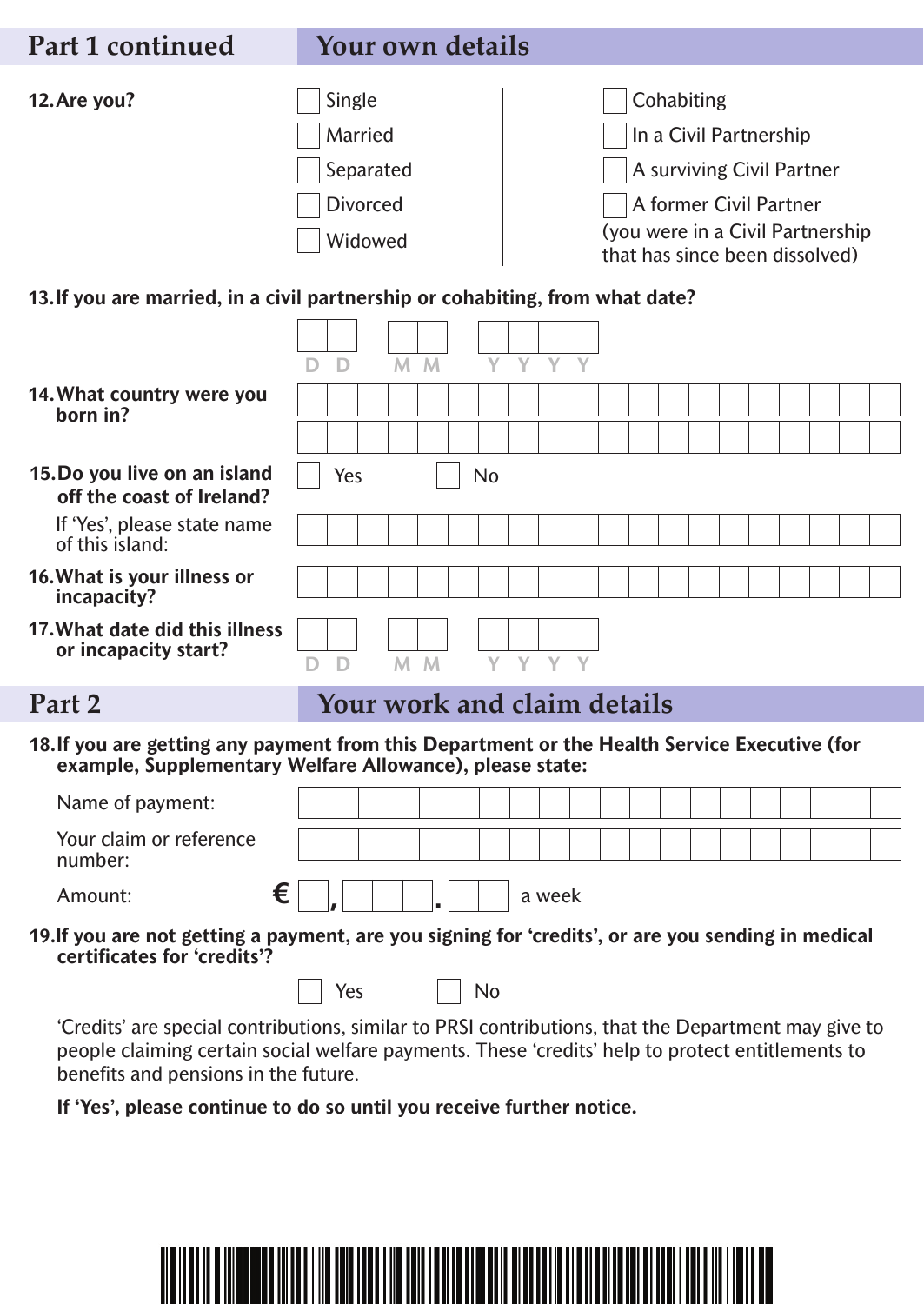## Part 1 continued — Your own details

**12. Are you?**

- ☐ Single
- ☐ Married
- ☐ Separated
- ☐ Divorced
- ☐ Widowed
- ☐ Cohabiting
- ☐ In a Civil Partnership
- ☐ A surviving Civil Partner
- ☐ A former Civil Partner (you were in a Civil Partnership that has since been dissolved)

**13. If you are married, in a civil partnership or cohabiting, from what date?**

D D / M M / Y Y Y Y

**14. What country were you born in?**

**15. Do you live on an island off the coast of Ireland?**

☐ Yes ☐ No

If 'Yes', please state name of this island:

**16. What is your illness or incapacity?**

**17. What date did this illness or incapacity start?**

D D / M M / Y Y Y Y

## Part 2 — Your work and claim details

**18. If you are getting any payment from this Department or the Health Service Executive (for example, Supplementary Welfare Allowance), please state:**

Name of payment:

Your claim or reference number:

Amount: € \_ , \_ \_ \_ . \_ \_ a week

**19. If you are not getting a payment, are you signing for 'credits', or are you sending in medical certificates for 'credits'?**

☐ Yes ☐ No

'Credits' are special contributions, similar to PRSI contributions, that the Department may give to people claiming certain social welfare payments. These 'credits' help to protect entitlements to benefits and pensions in the future.

**If 'Yes', please continue to do so until you receive further notice.**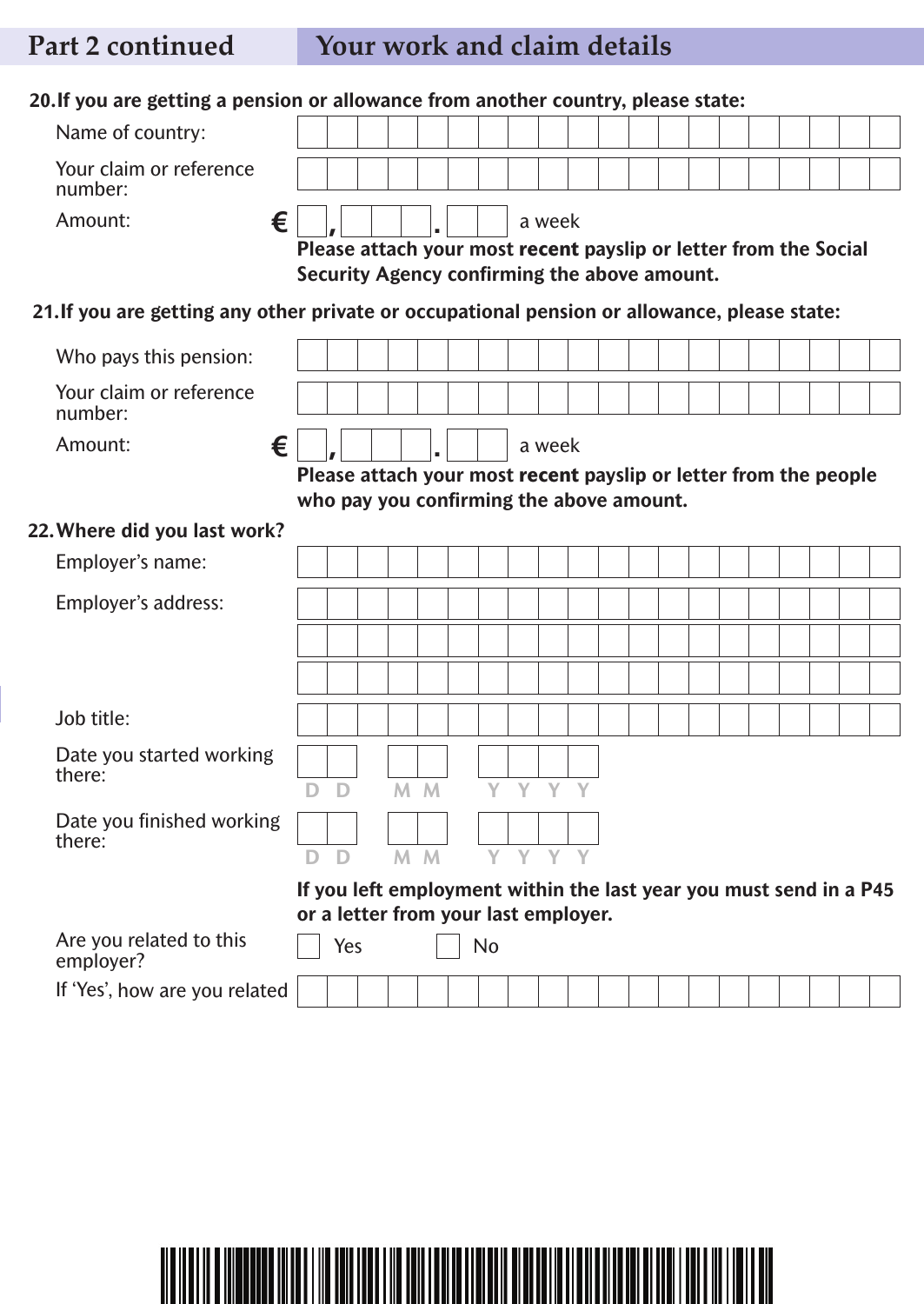## Part 2 continued — Your work and claim details

**20. If you are getting a pension or allowance from another country, please state:**

Name of country:

Your claim or reference number:

Amount: € __ , ___ . __ a week

**Please attach your most recent payslip or letter from the Social Security Agency confirming the above amount.**

**21. If you are getting any other private or occupational pension or allowance, please state:**

Who pays this pension:

Your claim or reference number:

Amount: € __ , ___ . __ a week

**Please attach your most recent payslip or letter from the people who pay you confirming the above amount.**

**22. Where did you last work?**

Employer's name:

Employer's address:

Job title:

Date you started working there: D D M M Y Y Y Y

Date you finished working there: D D M M Y Y Y Y

**If you left employment within the last year you must send in a P45 or a letter from your last employer.**

Are you related to this employer? ☐ Yes ☐ No

If 'Yes', how are you related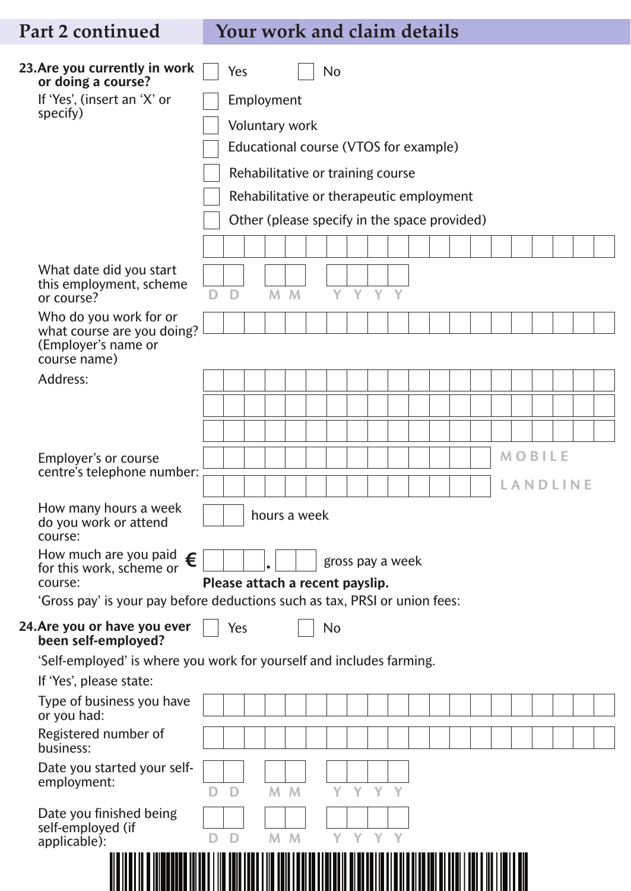## Part 2 continued — Your work and claim details

**23. Are you currently in work or doing a course?** ☐ Yes ☐ No

If 'Yes', (insert an 'X' or specify)

- ☐ Employment
- ☐ Voluntary work
- ☐ Educational course (VTOS for example)
- ☐ Rehabilitative or training course
- ☐ Rehabilitative or therapeutic employment
- ☐ Other (please specify in the space provided)

What date did you start this employment, scheme or course? D D M M Y Y Y Y

Who do you work for or what course are you doing? (Employer's name or course name)

Address:

Employer's or course centre's telephone number: MOBILE / LANDLINE

How many hours a week do you work or attend course: ____ hours a week

How much are you paid for this work, scheme or course: € ____ . __ gross pay a week

**Please attach a recent payslip.**

'Gross pay' is your pay before deductions such as tax, PRSI or union fees:

**24. Are you or have you ever been self-employed?** ☐ Yes ☐ No

'Self-employed' is where you work for yourself and includes farming.

If 'Yes', please state:

Type of business you have or you had:

Registered number of business:

Date you started your self-employment: D D M M Y Y Y Y

Date you finished being self-employed (if applicable): D D M M Y Y Y Y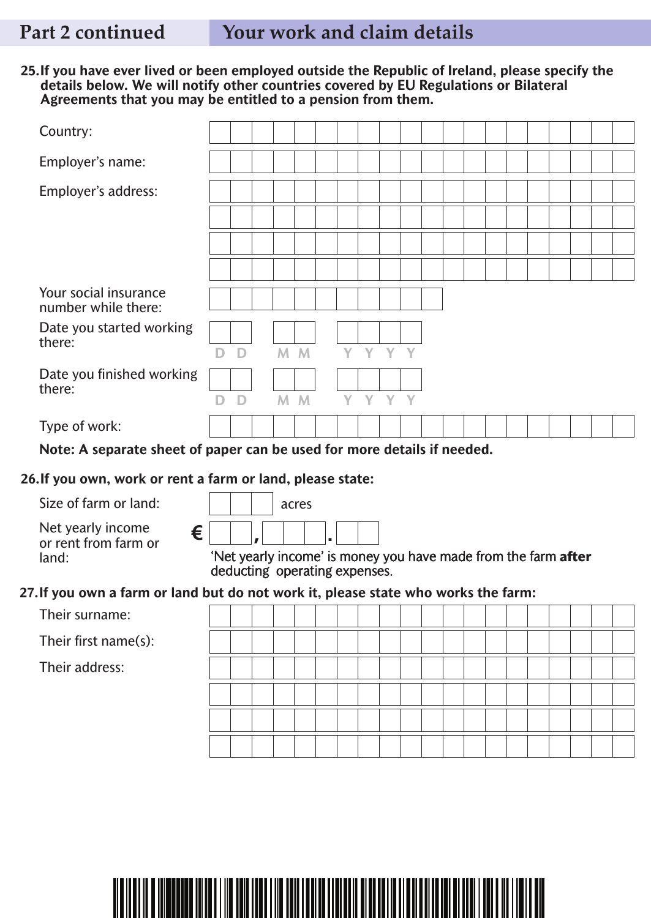## Part 2 continued — Your work and claim details

**25. If you have ever lived or been employed outside the Republic of Ireland, please specify the details below. We will notify other countries covered by EU Regulations or Bilateral Agreements that you may be entitled to a pension from them.**

Country:

Employer's name:

Employer's address:

Your social insurance number while there:

Date you started working there: DD MM YYYY

Date you finished working there: DD MM YYYY

Type of work:

**Note: A separate sheet of paper can be used for more details if needed.**

**26. If you own, work or rent a farm or land, please state:**

Size of farm or land: acres

Net yearly income or rent from farm or land: € , .

'Net yearly income' is money you have made from the farm **after** deducting operating expenses.

**27. If you own a farm or land but do not work it, please state who works the farm:**

Their surname:

Their first name(s):

Their address: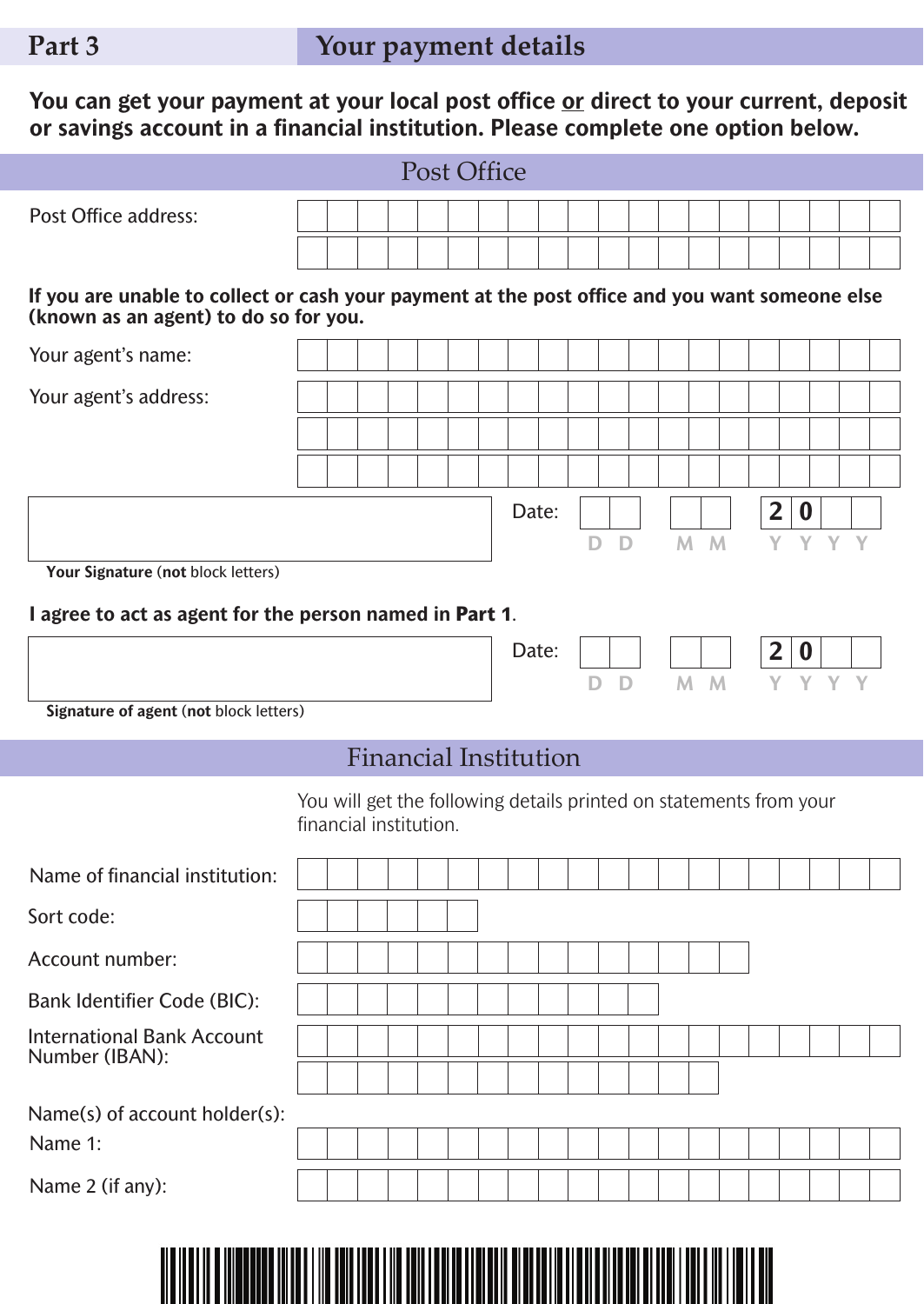## Part 3 — Your payment details

**You can get your payment at your local post office or direct to your current, deposit or savings account in a financial institution. Please complete one option below.**

### Post Office

Post Office address:

**If you are unable to collect or cash your payment at the post office and you want someone else (known as an agent) to do so for you.**

Your agent's name:

Your agent's address:

Date: D D M M 2 0 Y Y

**Your Signature** (**not** block letters)

**I agree to act as agent for the person named in Part 1**.

Date: D D M M 2 0 Y Y

**Signature of agent** (**not** block letters)

### Financial Institution

You will get the following details printed on statements from your financial institution.

Name of financial institution:

Sort code:

Account number:

Bank Identifier Code (BIC):

International Bank Account Number (IBAN):

Name(s) of account holder(s):

Name 1:

Name 2 (if any):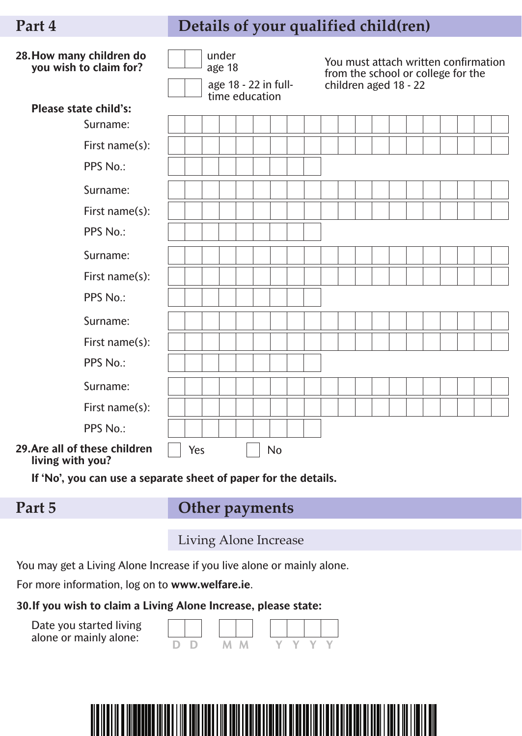## Part 4 — Details of your qualified child(ren)

**28. How many children do you wish to claim for?**

☐☐ under age 18

☐☐ age 18 - 22 in full-time education

You must attach written confirmation from the school or college for the children aged 18 - 22

**Please state child's:**

Surname:

First name(s):

PPS No.:

Surname:

First name(s):

PPS No.:

Surname:

First name(s):

PPS No.:

Surname:

First name(s):

PPS No.:

Surname:

First name(s):

PPS No.:

**29. Are all of these children living with you?** ☐ Yes ☐ No

**If 'No', you can use a separate sheet of paper for the details.**

## Part 5 — Other payments

### Living Alone Increase

You may get a Living Alone Increase if you live alone or mainly alone.

For more information, log on to **www.welfare.ie**.

**30. If you wish to claim a Living Alone Increase, please state:**

Date you started living alone or mainly alone: D D M M Y Y Y Y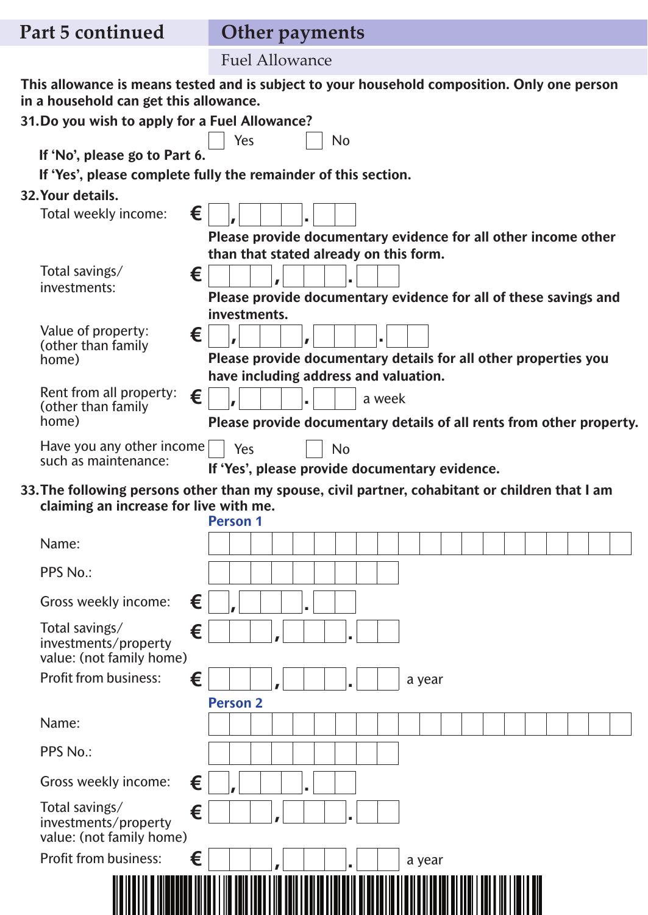## Part 5 continued — Other payments

### Fuel Allowance

**This allowance is means tested and is subject to your household composition. Only one person in a household can get this allowance.**

**31. Do you wish to apply for a Fuel Allowance?**

☐ Yes ☐ No

**If 'No', please go to Part 6.**

**If 'Yes', please complete fully the remainder of this section.**

**32. Your details.**

Total weekly income: € _,___.__

**Please provide documentary evidence for all other income other than that stated already on this form.**

Total savings/ investments: € ___,___.__

**Please provide documentary evidence for all of these savings and investments.**

Value of property: (other than family home) € _,___,___.__

**Please provide documentary details for all other properties you have including address and valuation.**

Rent from all property: (other than family home) € _,___.__ a week

**Please provide documentary details of all rents from other property.**

Have you any other income such as maintenance: ☐ Yes ☐ No

**If 'Yes', please provide documentary evidence.**

**33. The following persons other than my spouse, civil partner, cohabitant or children that I am claiming an increase for live with me.**

**Person 1**

Name:

PPS No.:

Gross weekly income: € _,___.__

Total savings/ investments/property value: (not family home) € ___,___.__

Profit from business: € ___,___.__ a year

**Person 2**

Name:

PPS No.:

Gross weekly income: € _,___.__

Total savings/ investments/property value: (not family home) € ___,___.__

Profit from business: € ___,___.__ a year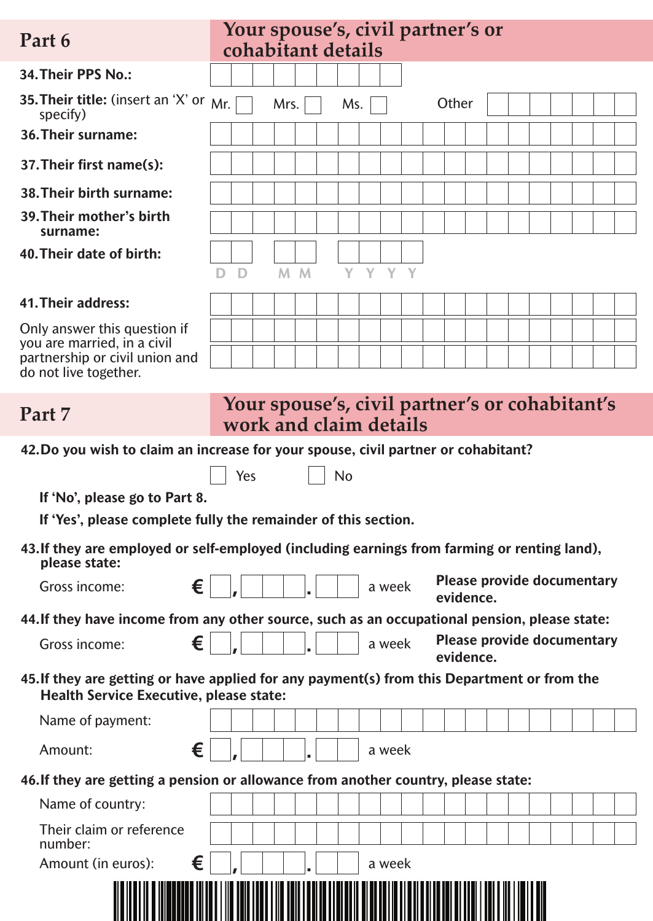## Part 6 — Your spouse's, civil partner's or cohabitant details

**34. Their PPS No.:**

**35. Their title:** (insert an 'X' or specify)

Mr. ☐ Mrs. ☐ Ms. ☐ Other

**36. Their surname:**

**37. Their first name(s):**

**38. Their birth surname:**

**39. Their mother's birth surname:**

**40. Their date of birth:**

D D M M Y Y Y Y

**41. Their address:**

Only answer this question if you are married, in a civil partnership or civil union and do not live together.

## Part 7 — Your spouse's, civil partner's or cohabitant's work and claim details

**42. Do you wish to claim an increase for your spouse, civil partner or cohabitant?**

☐ Yes ☐ No

**If 'No', please go to Part 8.**

**If 'Yes', please complete fully the remainder of this section.**

**43. If they are employed or self-employed (including earnings from farming or renting land), please state:**

Gross income: € ,   .   a week **Please provide documentary evidence.**

**44. If they have income from any other source, such as an occupational pension, please state:**

Gross income: € ,   .   a week **Please provide documentary evidence.**

**45. If they are getting or have applied for any payment(s) from this Department or from the Health Service Executive, please state:**

Name of payment:

Amount: € ,   .   a week

**46. If they are getting a pension or allowance from another country, please state:**

Name of country:

Their claim or reference number:

Amount (in euros): € ,   .   a week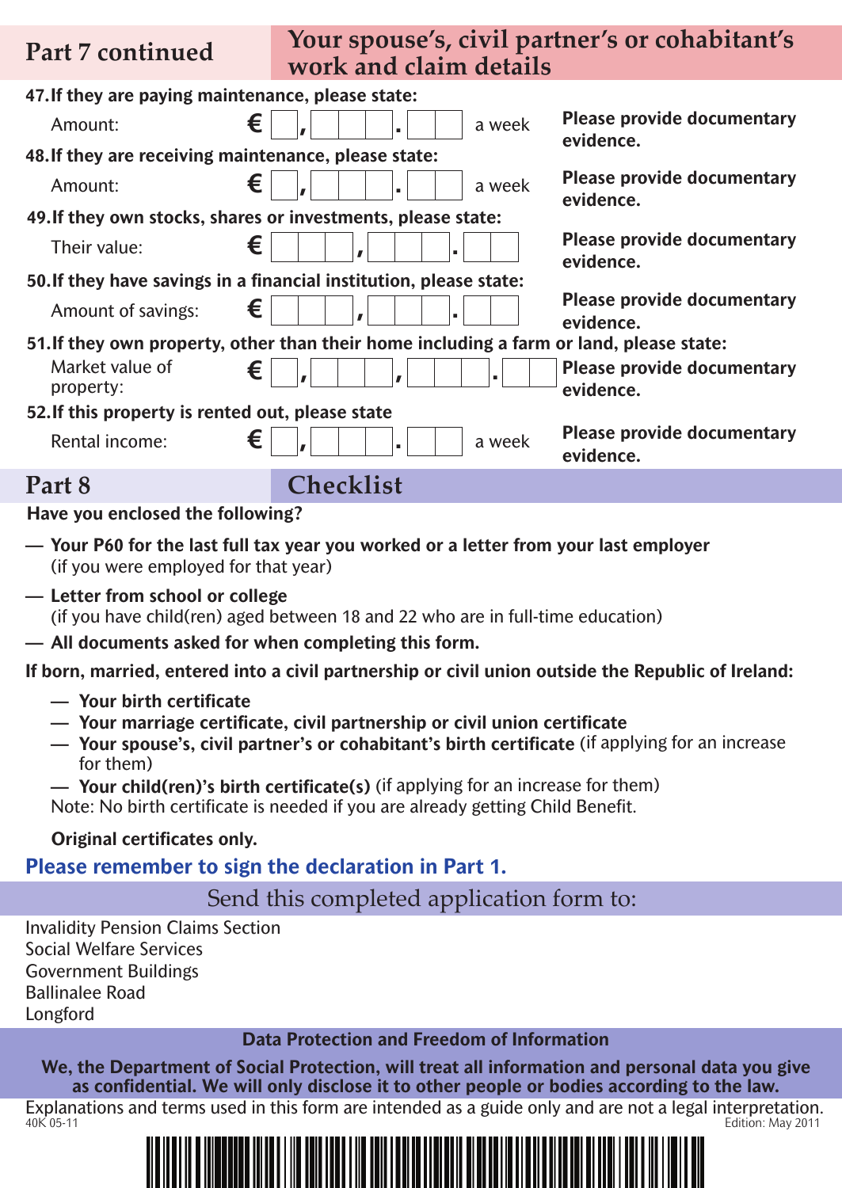## Part 7 continued — Your spouse's, civil partner's or cohabitant's work and claim details

**47. If they are paying maintenance, please state:**

Amount: € ___,___.__ a week — **Please provide documentary evidence.**

**48. If they are receiving maintenance, please state:**

Amount: € ___,___.__ a week — **Please provide documentary evidence.**

**49. If they own stocks, shares or investments, please state:**

Their value: € ___,___.__ — **Please provide documentary evidence.**

**50. If they have savings in a financial institution, please state:**

Amount of savings: € ___,___.__ — **Please provide documentary evidence.**

**51. If they own property, other than their home including a farm or land, please state:**

Market value of property: € ___,___,___.__ — **Please provide documentary evidence.**

**52. If this property is rented out, please state**

Rental income: € ___,___.__ a week — **Please provide documentary evidence.**

## Part 8 — Checklist

**Have you enclosed the following?**

- **Your P60 for the last full tax year you worked or a letter from your last employer** (if you were employed for that year)
- **Letter from school or college** (if you have child(ren) aged between 18 and 22 who are in full-time education)
- **All documents asked for when completing this form.**

**If born, married, entered into a civil partnership or civil union outside the Republic of Ireland:**

- **Your birth certificate**
- **Your marriage certificate, civil partnership or civil union certificate**
- **Your spouse's, civil partner's or cohabitant's birth certificate** (if applying for an increase for them)
- **Your child(ren)'s birth certificate(s)** (if applying for an increase for them)

Note: No birth certificate is needed if you are already getting Child Benefit.

**Original certificates only.**

**Please remember to sign the declaration in Part 1.**

## Send this completed application form to:

Invalidity Pension Claims Section
Social Welfare Services
Government Buildings
Ballinalee Road
Longford

**Data Protection and Freedom of Information**

**We, the Department of Social Protection, will treat all information and personal data you give as confidential. We will only disclose it to other people or bodies according to the law.**

Explanations and terms used in this form are intended as a guide only and are not a legal interpretation.

40K 05-11 Edition: May 2011